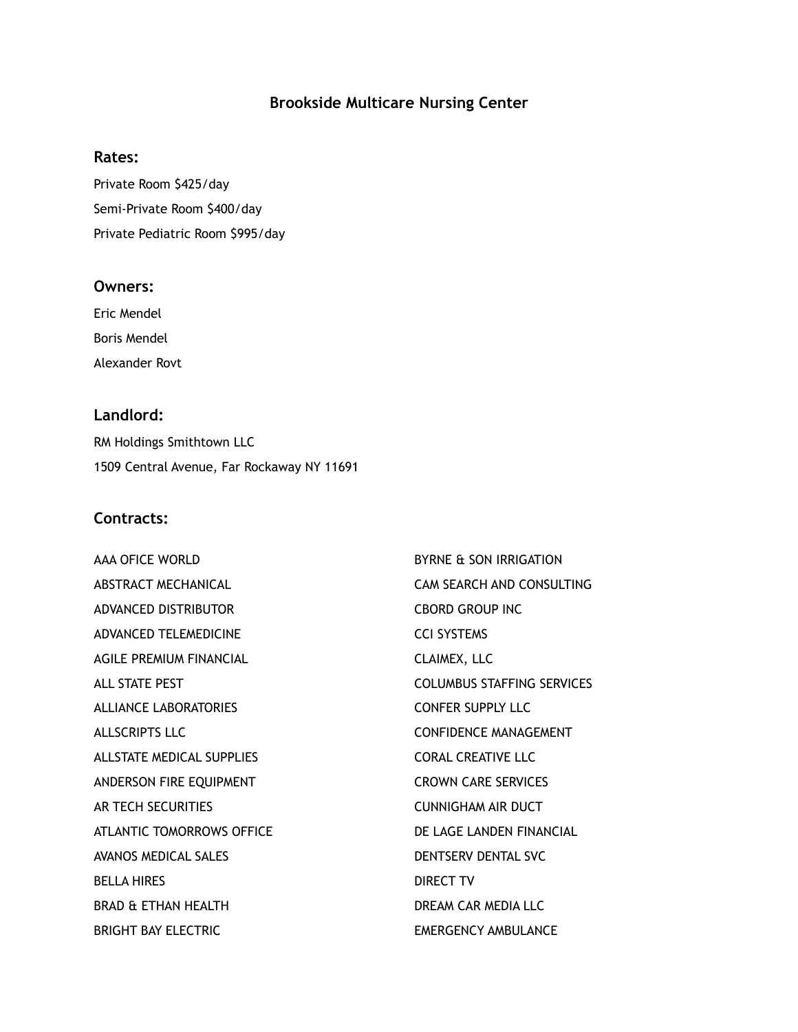# Brookside Multicare Nursing Center

## Rates:

Private Room $425/day

Semi-Private Room $400/day

Private Pediatric Room $995/day

## Owners:

Eric Mendel

Boris Mendel

Alexander Rovt

## Landlord:

RM Holdings Smithtown LLC

1509 Central Avenue, Far Rockaway NY 11691

## Contracts:

AAA OFICE WORLD

ABSTRACT MECHANICAL

ADVANCED DISTRIBUTOR

ADVANCED TELEMEDICINE

AGILE PREMIUM FINANCIAL

ALL STATE PEST

ALLIANCE LABORATORIES

ALLSCRIPTS LLC

ALLSTATE MEDICAL SUPPLIES

ANDERSON FIRE EQUIPMENT

AR TECH SECURITIES

ATLANTIC TOMORROWS OFFICE

AVANOS MEDICAL SALES

BELLA HIRES

BRAD & ETHAN HEALTH

BRIGHT BAY ELECTRIC

BYRNE & SON IRRIGATION

CAM SEARCH AND CONSULTING

CBORD GROUP INC

CCI SYSTEMS

CLAIMEX, LLC

COLUMBUS STAFFING SERVICES

CONFER SUPPLY LLC

CONFIDENCE MANAGEMENT

CORAL CREATIVE LLC

CROWN CARE SERVICES

CUNNIGHAM AIR DUCT

DE LAGE LANDEN FINANCIAL

DENTSERV DENTAL SVC

DIRECT TV

DREAM CAR MEDIA LLC

EMERGENCY AMBULANCE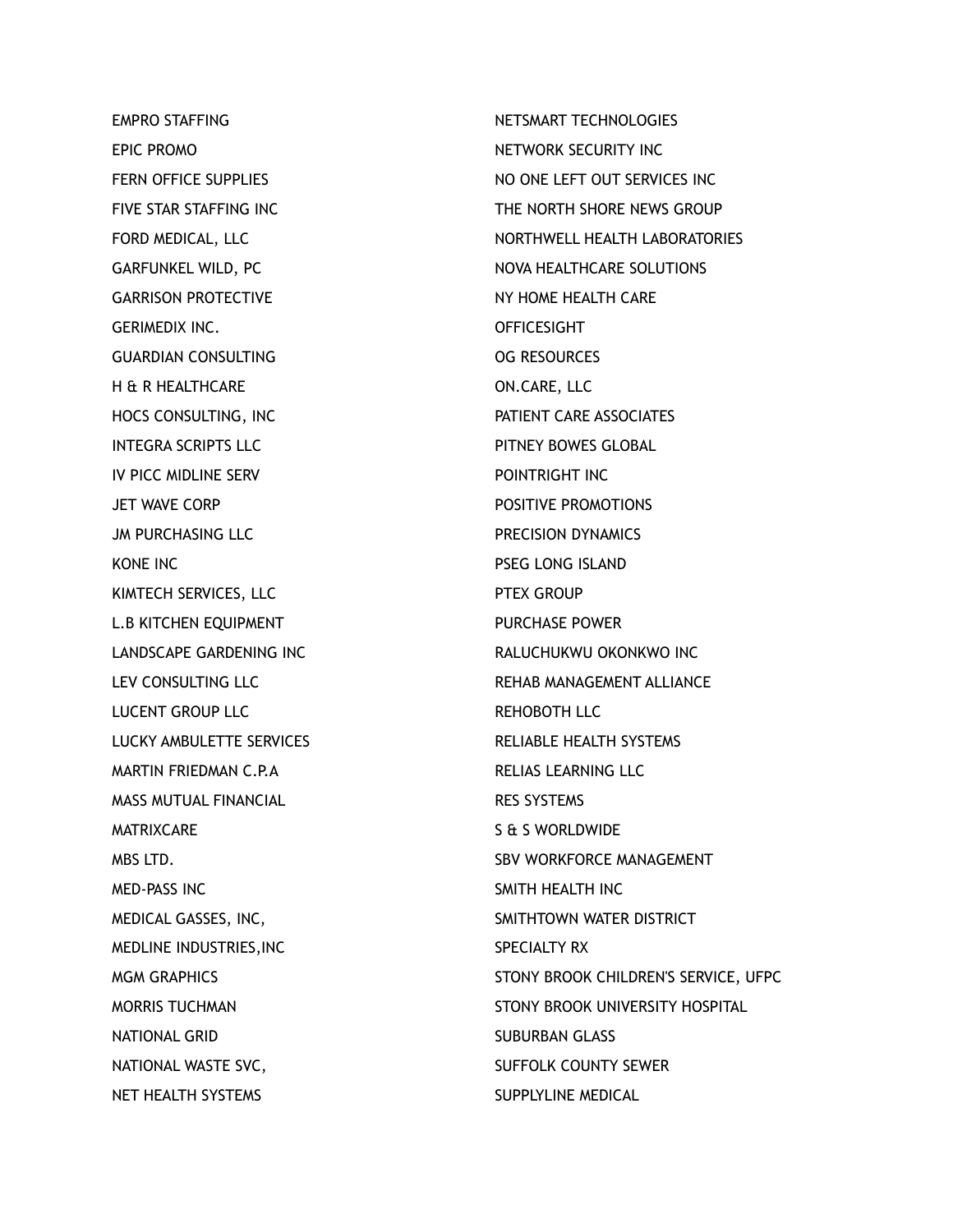EMPRO STAFFING
EPIC PROMO
FERN OFFICE SUPPLIES
FIVE STAR STAFFING INC
FORD MEDICAL, LLC
GARFUNKEL WILD, PC
GARRISON PROTECTIVE
GERIMEDIX INC.
GUARDIAN CONSULTING
H & R HEALTHCARE
HOCS CONSULTING, INC
INTEGRA SCRIPTS LLC
IV PICC MIDLINE SERV
JET WAVE CORP
JM PURCHASING LLC
KONE INC
KIMTECH SERVICES, LLC
L.B KITCHEN EQUIPMENT
LANDSCAPE GARDENING INC
LEV CONSULTING LLC
LUCENT GROUP LLC
LUCKY AMBULETTE SERVICES
MARTIN FRIEDMAN C.P.A
MASS MUTUAL FINANCIAL
MATRIXCARE
MBS LTD.
MED-PASS INC
MEDICAL GASSES, INC,
MEDLINE INDUSTRIES,INC
MGM GRAPHICS
MORRIS TUCHMAN
NATIONAL GRID
NATIONAL WASTE SVC,
NET HEALTH SYSTEMS
NETSMART TECHNOLOGIES
NETWORK SECURITY INC
NO ONE LEFT OUT SERVICES INC
THE NORTH SHORE NEWS GROUP
NORTHWELL HEALTH LABORATORIES
NOVA HEALTHCARE SOLUTIONS
NY HOME HEALTH CARE
OFFICESIGHT
OG RESOURCES
ON.CARE, LLC
PATIENT CARE ASSOCIATES
PITNEY BOWES GLOBAL
POINTRIGHT INC
POSITIVE PROMOTIONS
PRECISION DYNAMICS
PSEG LONG ISLAND
PTEX GROUP
PURCHASE POWER
RALUCHUKWU OKONKWO INC
REHAB MANAGEMENT ALLIANCE
REHOBOTH LLC
RELIABLE HEALTH SYSTEMS
RELIAS LEARNING LLC
RES SYSTEMS
S & S WORLDWIDE
SBV WORKFORCE MANAGEMENT
SMITH HEALTH INC
SMITHTOWN WATER DISTRICT
SPECIALTY RX
STONY BROOK CHILDREN'S SERVICE, UFPC
STONY BROOK UNIVERSITY HOSPITAL
SUBURBAN GLASS
SUFFOLK COUNTY SEWER
SUPPLYLINE MEDICAL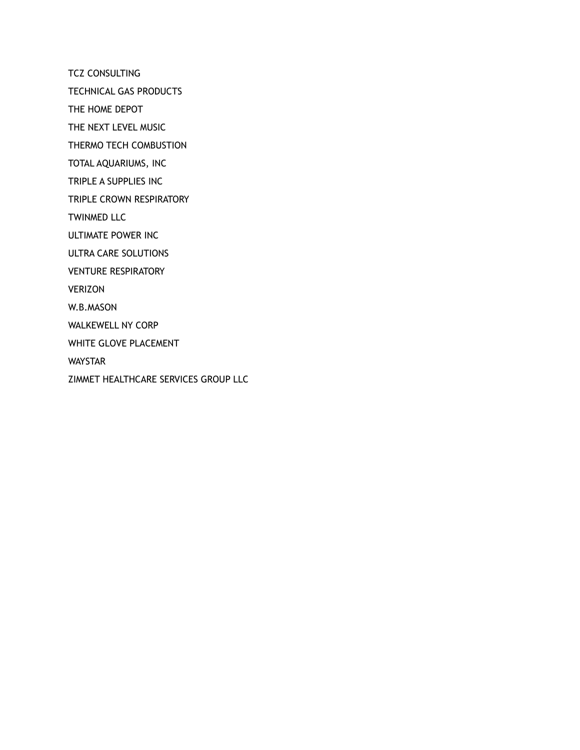TCZ CONSULTING

TECHNICAL GAS PRODUCTS

THE HOME DEPOT

THE NEXT LEVEL MUSIC

THERMO TECH COMBUSTION

TOTAL AQUARIUMS, INC

TRIPLE A SUPPLIES INC

TRIPLE CROWN RESPIRATORY

TWINMED LLC

ULTIMATE POWER INC

ULTRA CARE SOLUTIONS

VENTURE RESPIRATORY

VERIZON

W.B.MASON

WALKEWELL NY CORP

WHITE GLOVE PLACEMENT

WAYSTAR

ZIMMET HEALTHCARE SERVICES GROUP LLC